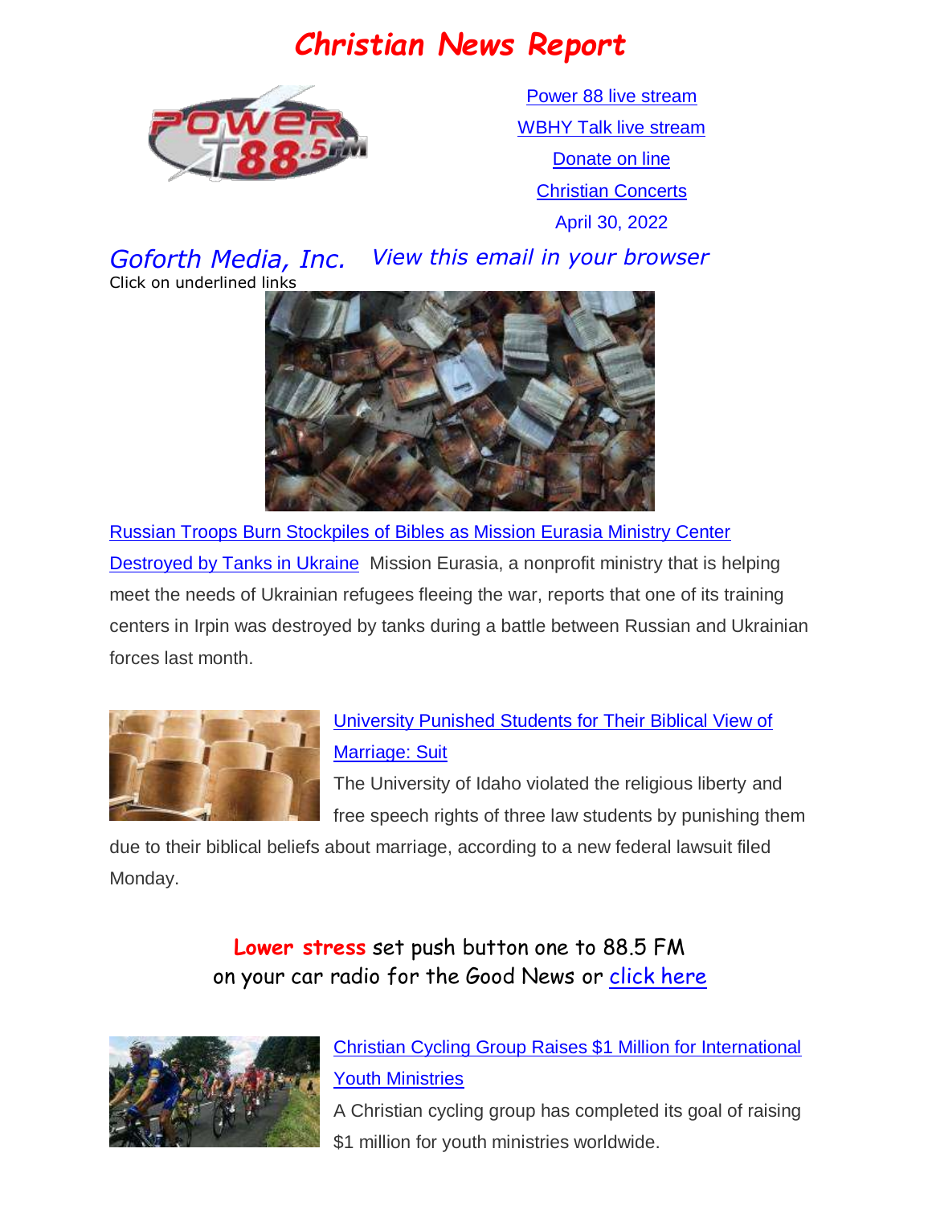# Christian News Report

Power 88 live stream

WBHY Talk live stream

Donate on line

Christian Concerts

April 30, 2022

*Goforth Media, Inc.* *View this email in your browser*

Click on underlined links

Russian Troops Burn Stockpiles of Bibles as Mission Eurasia Ministry Center Destroyed by Tanks in Ukraine Mission Eurasia, a nonprofit ministry that is helping meet the needs of Ukrainian refugees fleeing the war, reports that one of its training centers in Irpin was destroyed by tanks during a battle between Russian and Ukrainian forces last month.

University Punished Students for Their Biblical View of Marriage: Suit

The University of Idaho violated the religious liberty and free speech rights of three law students by punishing them due to their biblical beliefs about marriage, according to a new federal lawsuit filed Monday.

**Lower stress** set push button one to 88.5 FM on your car radio for the Good News or click here

Christian Cycling Group Raises $1 Million for International Youth Ministries

A Christian cycling group has completed its goal of raising $1 million for youth ministries worldwide.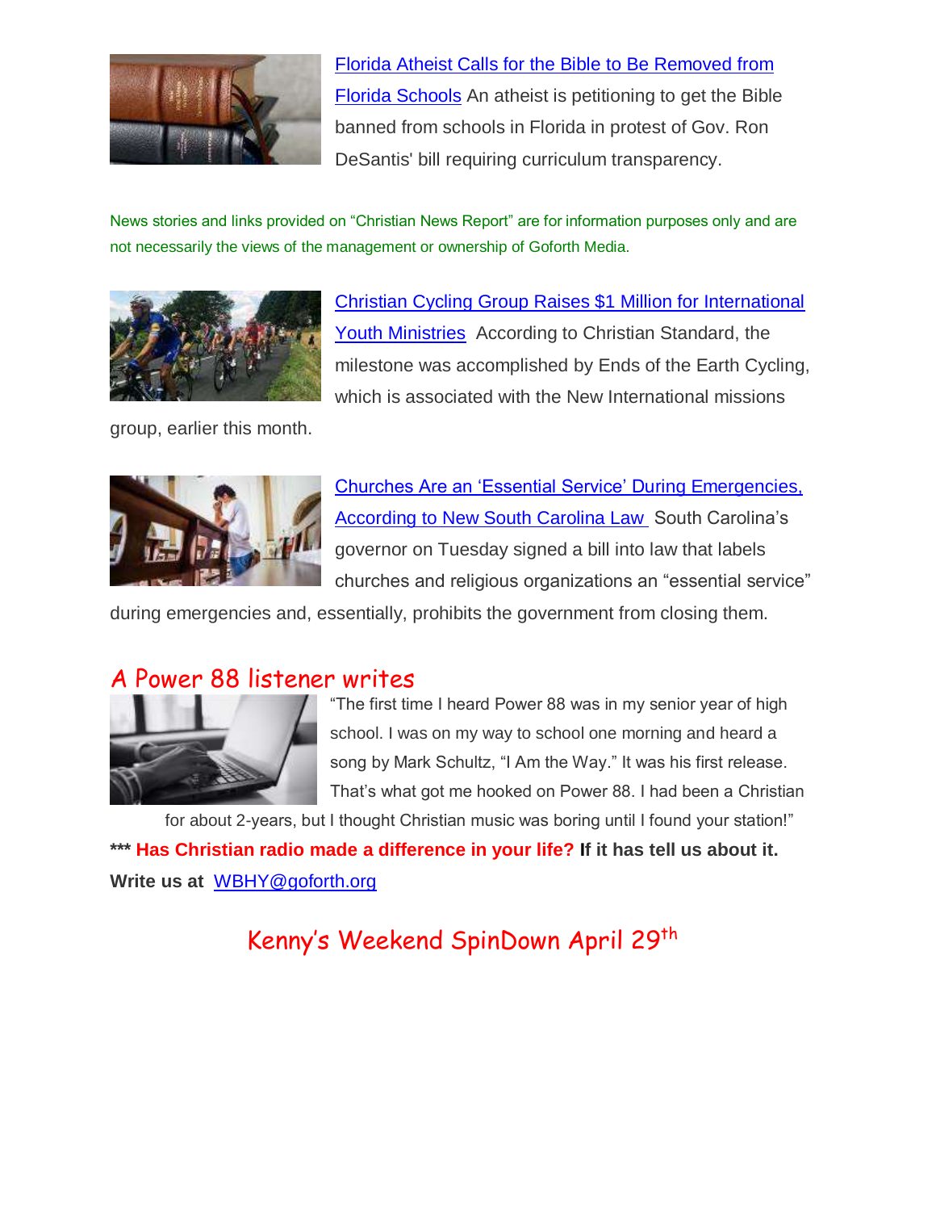Florida Atheist Calls for the Bible to Be Removed from Florida Schools An atheist is petitioning to get the Bible banned from schools in Florida in protest of Gov. Ron DeSantis' bill requiring curriculum transparency.

News stories and links provided on "Christian News Report" are for information purposes only and are not necessarily the views of the management or ownership of Goforth Media.

Christian Cycling Group Raises $1 Million for International Youth Ministries According to Christian Standard, the milestone was accomplished by Ends of the Earth Cycling, which is associated with the New International missions group, earlier this month.

Churches Are an 'Essential Service' During Emergencies, According to New South Carolina Law South Carolina's governor on Tuesday signed a bill into law that labels churches and religious organizations an "essential service" during emergencies and, essentially, prohibits the government from closing them.

## A Power 88 listener writes

"The first time I heard Power 88 was in my senior year of high school. I was on my way to school one morning and heard a song by Mark Schultz, "I Am the Way." It was his first release. That's what got me hooked on Power 88. I had been a Christian for about 2-years, but I thought Christian music was boring until I found your station!"

**\*\*\* Has Christian radio made a difference in your life? If it has tell us about it. Write us at** WBHY@goforth.org

## Kenny's Weekend SpinDown April 29th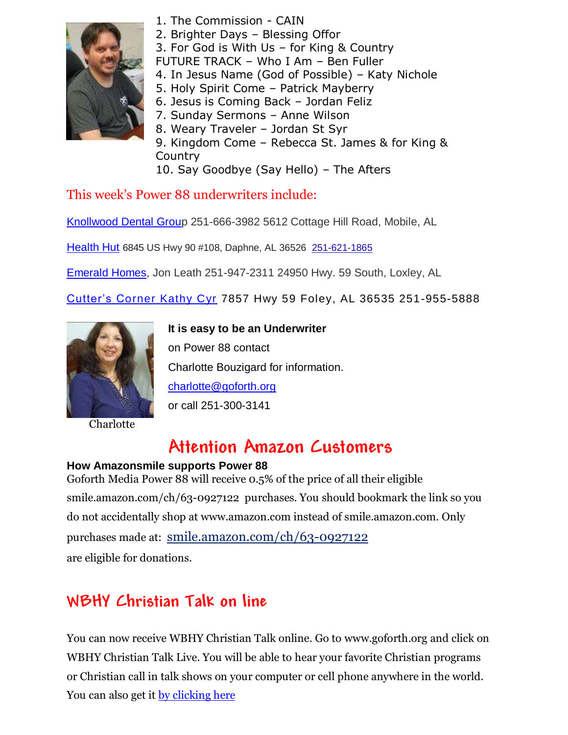1. The Commission - CAIN
2. Brighter Days – Blessing Offor
3. For God is With Us – for King & Country

FUTURE TRACK – Who I Am – Ben Fuller

4. In Jesus Name (God of Possible) – Katy Nichole
5. Holy Spirit Come – Patrick Mayberry
6. Jesus is Coming Back – Jordan Feliz
7. Sunday Sermons – Anne Wilson
8. Weary Traveler – Jordan St Syr
9. Kingdom Come – Rebecca St. James & for King & Country
10. Say Goodbye (Say Hello) – The Afters

## This week's Power 88 underwriters include:

Knollwood Dental Group 251-666-3982 5612 Cottage Hill Road, Mobile, AL

Health Hut 6845 US Hwy 90 #108, Daphne, AL 36526 251-621-1865

Emerald Homes, Jon Leath 251-947-2311 24950 Hwy. 59 South, Loxley, AL

Cutter's Corner Kathy Cyr 7857 Hwy 59 Foley, AL 36535 251-955-5888

**It is easy to be an Underwriter**

on Power 88 contact

Charlotte Bouzigard for information.

charlotte@goforth.org

or call 251-300-3141

Charlotte

# Attention Amazon Customers

**How Amazonsmile supports Power 88**

Goforth Media Power 88 will receive 0.5% of the price of all their eligible smile.amazon.com/ch/63-0927122 purchases. You should bookmark the link so you do not accidentally shop at www.amazon.com instead of smile.amazon.com. Only purchases made at: smile.amazon.com/ch/63-0927122 are eligible for donations.

## WBHY Christian Talk on line

You can now receive WBHY Christian Talk online. Go to www.goforth.org and click on WBHY Christian Talk Live. You will be able to hear your favorite Christian programs or Christian call in talk shows on your computer or cell phone anywhere in the world. You can also get it by clicking here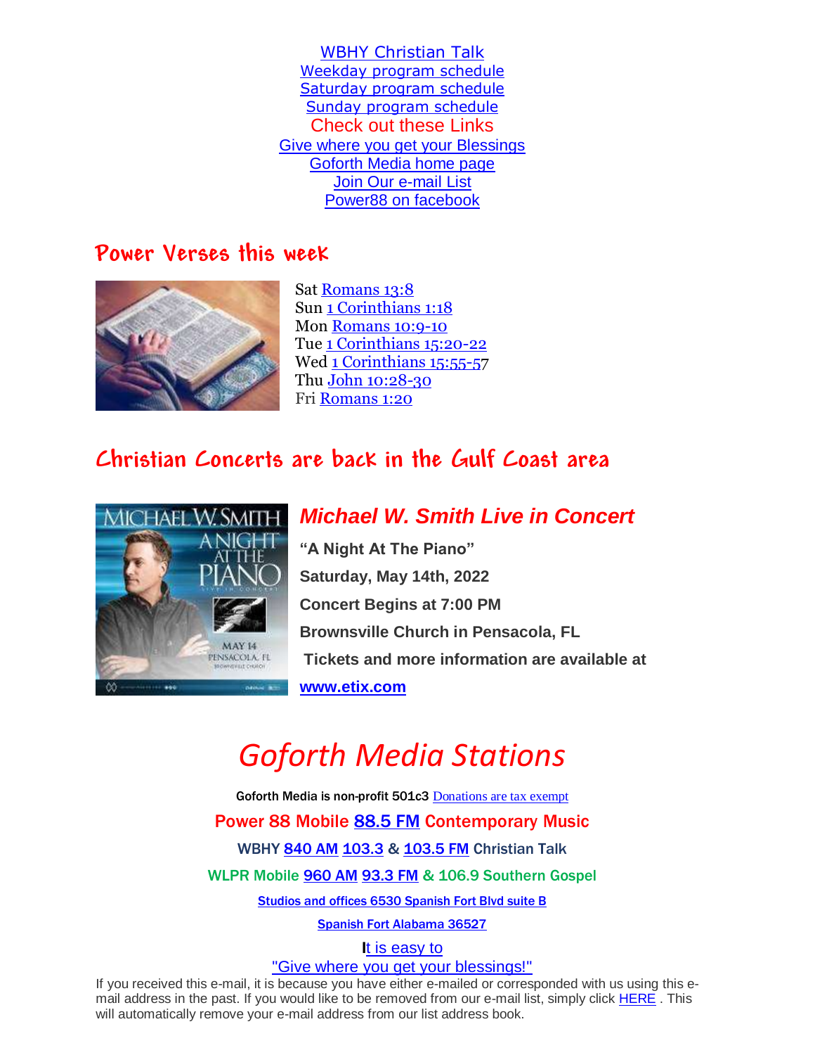WBHY Christian Talk
Weekday program schedule
Saturday program schedule
Sunday program schedule
Check out these Links
Give where you get your Blessings
Goforth Media home page
Join Our e-mail List
Power88 on facebook

## Power Verses this week

Sat Romans 13:8
Sun 1 Corinthians 1:18
Mon Romans 10:9-10
Tue 1 Corinthians 15:20-22
Wed 1 Corinthians 15:55-57
Thu John 10:28-30
Fri Romans 1:20

## Christian Concerts are back in the Gulf Coast area

### *Michael W. Smith Live in Concert*

**"A Night At The Piano"**

**Saturday, May 14th, 2022**

**Concert Begins at 7:00 PM**

**Brownsville Church in Pensacola, FL**

**Tickets and more information are available at**

**www.etix.com**

# *Goforth Media Stations*

Goforth Media is non-profit 501c3 Donations are tax exempt

**Power 88 Mobile 88.5 FM Contemporary Music**

**WBHY 840 AM 103.3 & 103.5 FM Christian Talk**

**WLPR Mobile 960 AM 93.3 FM & 106.9 Southern Gospel**

**Studios and offices 6530 Spanish Fort Blvd suite B**

**Spanish Fort Alabama 36527**

It is easy to
"Give where you get your blessings!"

If you received this e-mail, it is because you have either e-mailed or corresponded with us using this e-mail address in the past. If you would like to be removed from our e-mail list, simply click HERE . This will automatically remove your e-mail address from our list address book.